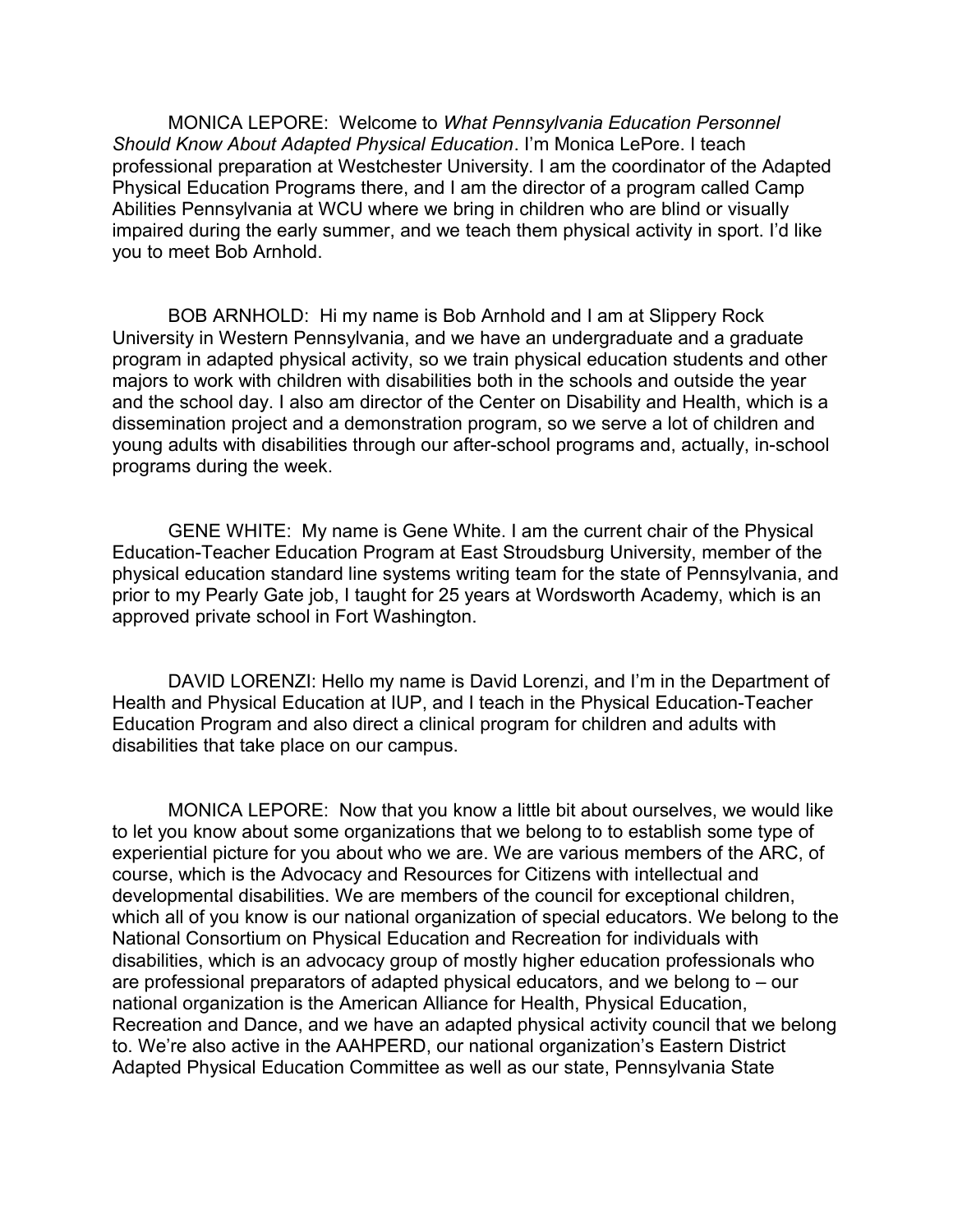MONICA LEPORE: Welcome to *What Pennsylvania Education Personnel Should Know About Adapted Physical Education*. I'm Monica LePore. I teach professional preparation at Westchester University. I am the coordinator of the Adapted Physical Education Programs there, and I am the director of a program called Camp Abilities Pennsylvania at WCU where we bring in children who are blind or visually impaired during the early summer, and we teach them physical activity in sport. I'd like you to meet Bob Arnhold.

BOB ARNHOLD: Hi my name is Bob Arnhold and I am at Slippery Rock University in Western Pennsylvania, and we have an undergraduate and a graduate program in adapted physical activity, so we train physical education students and other majors to work with children with disabilities both in the schools and outside the year and the school day. I also am director of the Center on Disability and Health, which is a dissemination project and a demonstration program, so we serve a lot of children and young adults with disabilities through our after-school programs and, actually, in-school programs during the week.

GENE WHITE: My name is Gene White. I am the current chair of the Physical Education-Teacher Education Program at East Stroudsburg University, member of the physical education standard line systems writing team for the state of Pennsylvania, and prior to my Pearly Gate job, I taught for 25 years at Wordsworth Academy, which is an approved private school in Fort Washington.

DAVID LORENZI: Hello my name is David Lorenzi, and I'm in the Department of Health and Physical Education at IUP, and I teach in the Physical Education-Teacher Education Program and also direct a clinical program for children and adults with disabilities that take place on our campus.

MONICA LEPORE: Now that you know a little bit about ourselves, we would like to let you know about some organizations that we belong to to establish some type of experiential picture for you about who we are. We are various members of the ARC, of course, which is the Advocacy and Resources for Citizens with intellectual and developmental disabilities. We are members of the council for exceptional children, which all of you know is our national organization of special educators. We belong to the National Consortium on Physical Education and Recreation for individuals with disabilities, which is an advocacy group of mostly higher education professionals who are professional preparators of adapted physical educators, and we belong to – our national organization is the American Alliance for Health, Physical Education, Recreation and Dance, and we have an adapted physical activity council that we belong to. We're also active in the AAHPERD, our national organization's Eastern District Adapted Physical Education Committee as well as our state, Pennsylvania State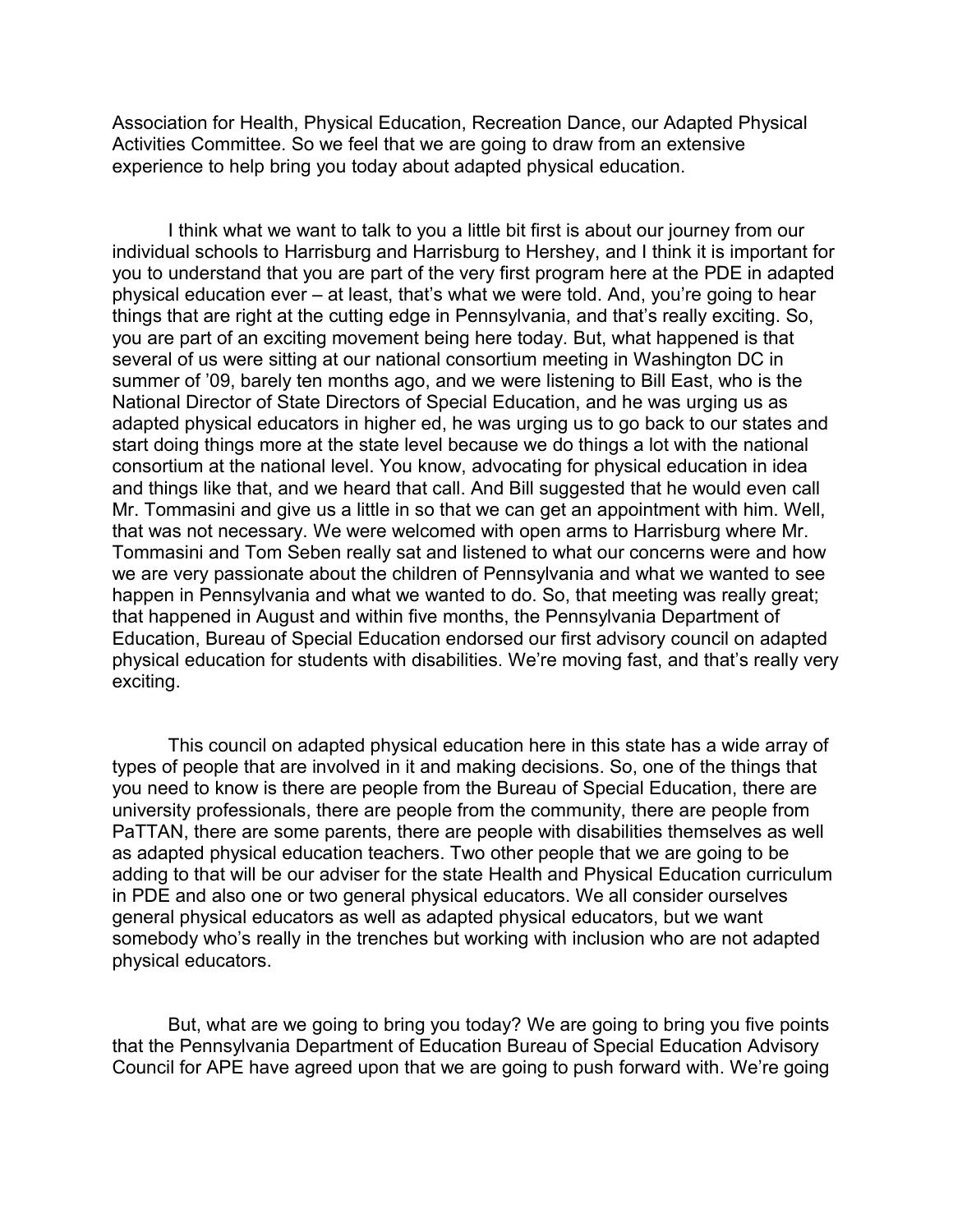Association for Health, Physical Education, Recreation Dance, our Adapted Physical Activities Committee. So we feel that we are going to draw from an extensive experience to help bring you today about adapted physical education.

I think what we want to talk to you a little bit first is about our journey from our individual schools to Harrisburg and Harrisburg to Hershey, and I think it is important for you to understand that you are part of the very first program here at the PDE in adapted physical education ever – at least, that's what we were told. And, you're going to hear things that are right at the cutting edge in Pennsylvania, and that's really exciting. So, you are part of an exciting movement being here today. But, what happened is that several of us were sitting at our national consortium meeting in Washington DC in summer of '09, barely ten months ago, and we were listening to Bill East, who is the National Director of State Directors of Special Education, and he was urging us as adapted physical educators in higher ed, he was urging us to go back to our states and start doing things more at the state level because we do things a lot with the national consortium at the national level. You know, advocating for physical education in idea and things like that, and we heard that call. And Bill suggested that he would even call Mr. Tommasini and give us a little in so that we can get an appointment with him. Well, that was not necessary. We were welcomed with open arms to Harrisburg where Mr. Tommasini and Tom Seben really sat and listened to what our concerns were and how we are very passionate about the children of Pennsylvania and what we wanted to see happen in Pennsylvania and what we wanted to do. So, that meeting was really great; that happened in August and within five months, the Pennsylvania Department of Education, Bureau of Special Education endorsed our first advisory council on adapted physical education for students with disabilities. We're moving fast, and that's really very exciting.

This council on adapted physical education here in this state has a wide array of types of people that are involved in it and making decisions. So, one of the things that you need to know is there are people from the Bureau of Special Education, there are university professionals, there are people from the community, there are people from PaTTAN, there are some parents, there are people with disabilities themselves as well as adapted physical education teachers. Two other people that we are going to be adding to that will be our adviser for the state Health and Physical Education curriculum in PDE and also one or two general physical educators. We all consider ourselves general physical educators as well as adapted physical educators, but we want somebody who's really in the trenches but working with inclusion who are not adapted physical educators.

But, what are we going to bring you today? We are going to bring you five points that the Pennsylvania Department of Education Bureau of Special Education Advisory Council for APE have agreed upon that we are going to push forward with. We're going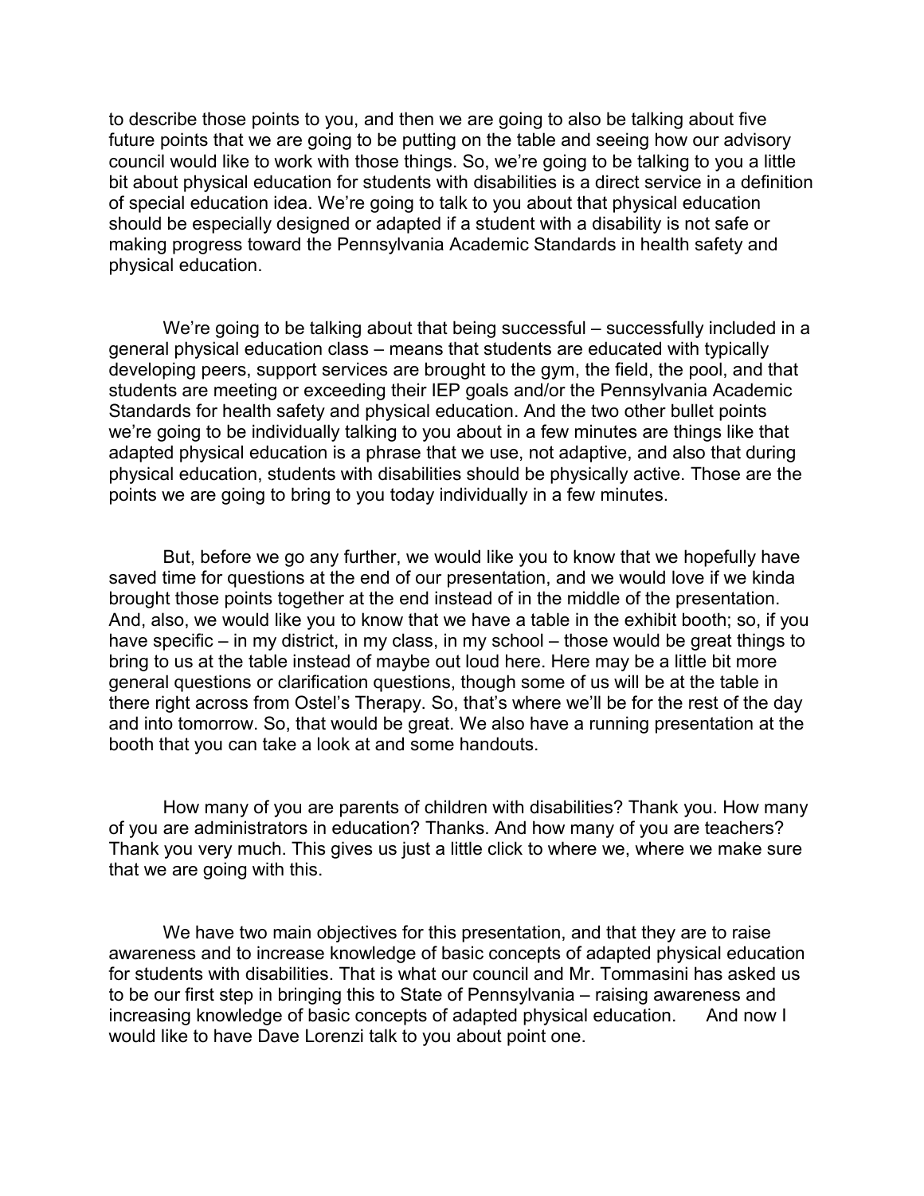to describe those points to you, and then we are going to also be talking about five future points that we are going to be putting on the table and seeing how our advisory council would like to work with those things. So, we're going to be talking to you a little bit about physical education for students with disabilities is a direct service in a definition of special education idea. We're going to talk to you about that physical education should be especially designed or adapted if a student with a disability is not safe or making progress toward the Pennsylvania Academic Standards in health safety and physical education.

We're going to be talking about that being successful – successfully included in a general physical education class – means that students are educated with typically developing peers, support services are brought to the gym, the field, the pool, and that students are meeting or exceeding their IEP goals and/or the Pennsylvania Academic Standards for health safety and physical education. And the two other bullet points we're going to be individually talking to you about in a few minutes are things like that adapted physical education is a phrase that we use, not adaptive, and also that during physical education, students with disabilities should be physically active. Those are the points we are going to bring to you today individually in a few minutes.

But, before we go any further, we would like you to know that we hopefully have saved time for questions at the end of our presentation, and we would love if we kinda brought those points together at the end instead of in the middle of the presentation. And, also, we would like you to know that we have a table in the exhibit booth; so, if you have specific – in my district, in my class, in my school – those would be great things to bring to us at the table instead of maybe out loud here. Here may be a little bit more general questions or clarification questions, though some of us will be at the table in there right across from Ostel's Therapy. So, that's where we'll be for the rest of the day and into tomorrow. So, that would be great. We also have a running presentation at the booth that you can take a look at and some handouts.

How many of you are parents of children with disabilities? Thank you. How many of you are administrators in education? Thanks. And how many of you are teachers? Thank you very much. This gives us just a little click to where we, where we make sure that we are going with this.

We have two main objectives for this presentation, and that they are to raise awareness and to increase knowledge of basic concepts of adapted physical education for students with disabilities. That is what our council and Mr. Tommasini has asked us to be our first step in bringing this to State of Pennsylvania – raising awareness and increasing knowledge of basic concepts of adapted physical education. And now I would like to have Dave Lorenzi talk to you about point one.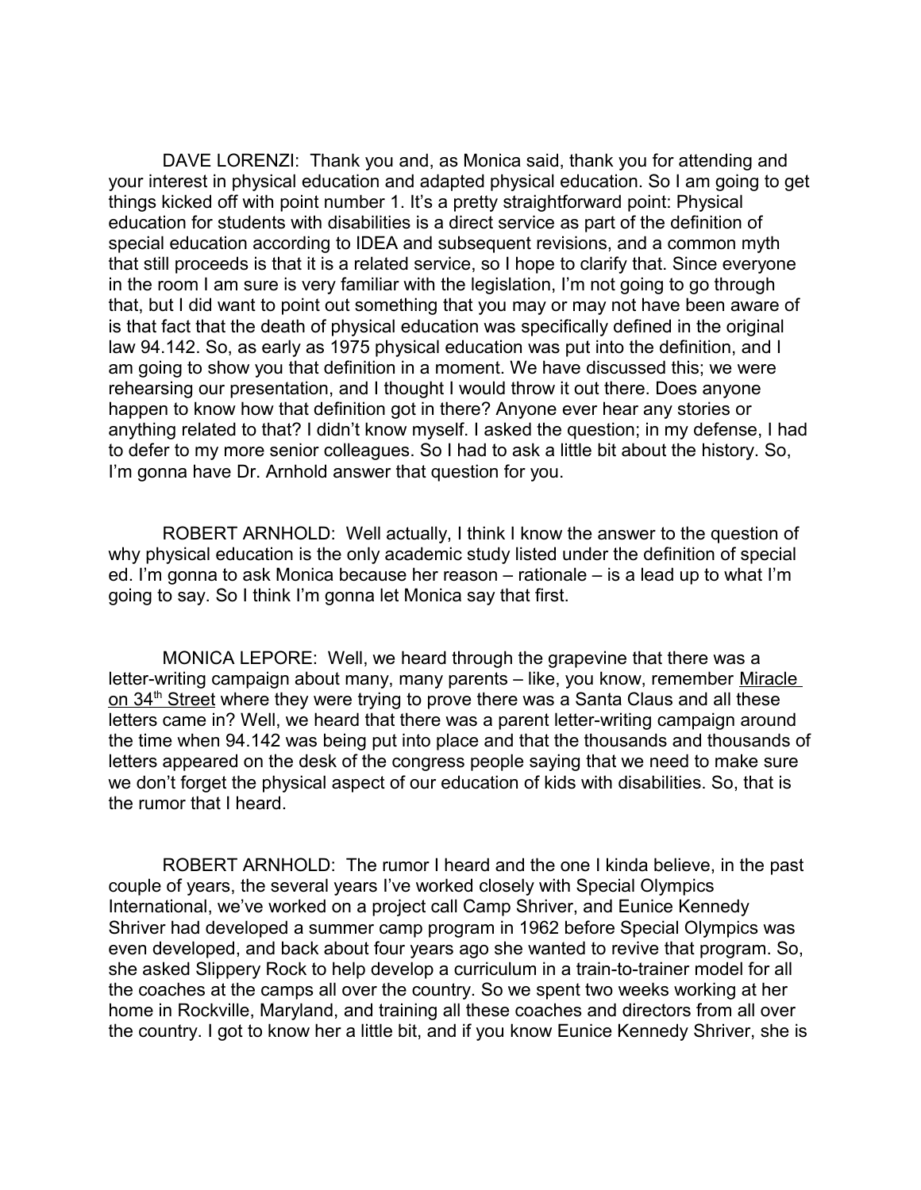DAVE LORENZI: Thank you and, as Monica said, thank you for attending and your interest in physical education and adapted physical education. So I am going to get things kicked off with point number 1. It's a pretty straightforward point: Physical education for students with disabilities is a direct service as part of the definition of special education according to IDEA and subsequent revisions, and a common myth that still proceeds is that it is a related service, so I hope to clarify that. Since everyone in the room I am sure is very familiar with the legislation, I'm not going to go through that, but I did want to point out something that you may or may not have been aware of is that fact that the death of physical education was specifically defined in the original law 94.142. So, as early as 1975 physical education was put into the definition, and I am going to show you that definition in a moment. We have discussed this; we were rehearsing our presentation, and I thought I would throw it out there. Does anyone happen to know how that definition got in there? Anyone ever hear any stories or anything related to that? I didn't know myself. I asked the question; in my defense, I had to defer to my more senior colleagues. So I had to ask a little bit about the history. So, I'm gonna have Dr. Arnhold answer that question for you.

ROBERT ARNHOLD: Well actually, I think I know the answer to the question of why physical education is the only academic study listed under the definition of special ed. I'm gonna to ask Monica because her reason – rationale – is a lead up to what I'm going to say. So I think I'm gonna let Monica say that first.

MONICA LEPORE: Well, we heard through the grapevine that there was a letter-writing campaign about many, many parents – like, you know, remember Miracle on 34th Street where they were trying to prove there was a Santa Claus and all these letters came in? Well, we heard that there was a parent letter-writing campaign around the time when 94.142 was being put into place and that the thousands and thousands of letters appeared on the desk of the congress people saying that we need to make sure we don't forget the physical aspect of our education of kids with disabilities. So, that is the rumor that I heard.

ROBERT ARNHOLD: The rumor I heard and the one I kinda believe, in the past couple of years, the several years I've worked closely with Special Olympics International, we've worked on a project call Camp Shriver, and Eunice Kennedy Shriver had developed a summer camp program in 1962 before Special Olympics was even developed, and back about four years ago she wanted to revive that program. So, she asked Slippery Rock to help develop a curriculum in a train-to-trainer model for all the coaches at the camps all over the country. So we spent two weeks working at her home in Rockville, Maryland, and training all these coaches and directors from all over the country. I got to know her a little bit, and if you know Eunice Kennedy Shriver, she is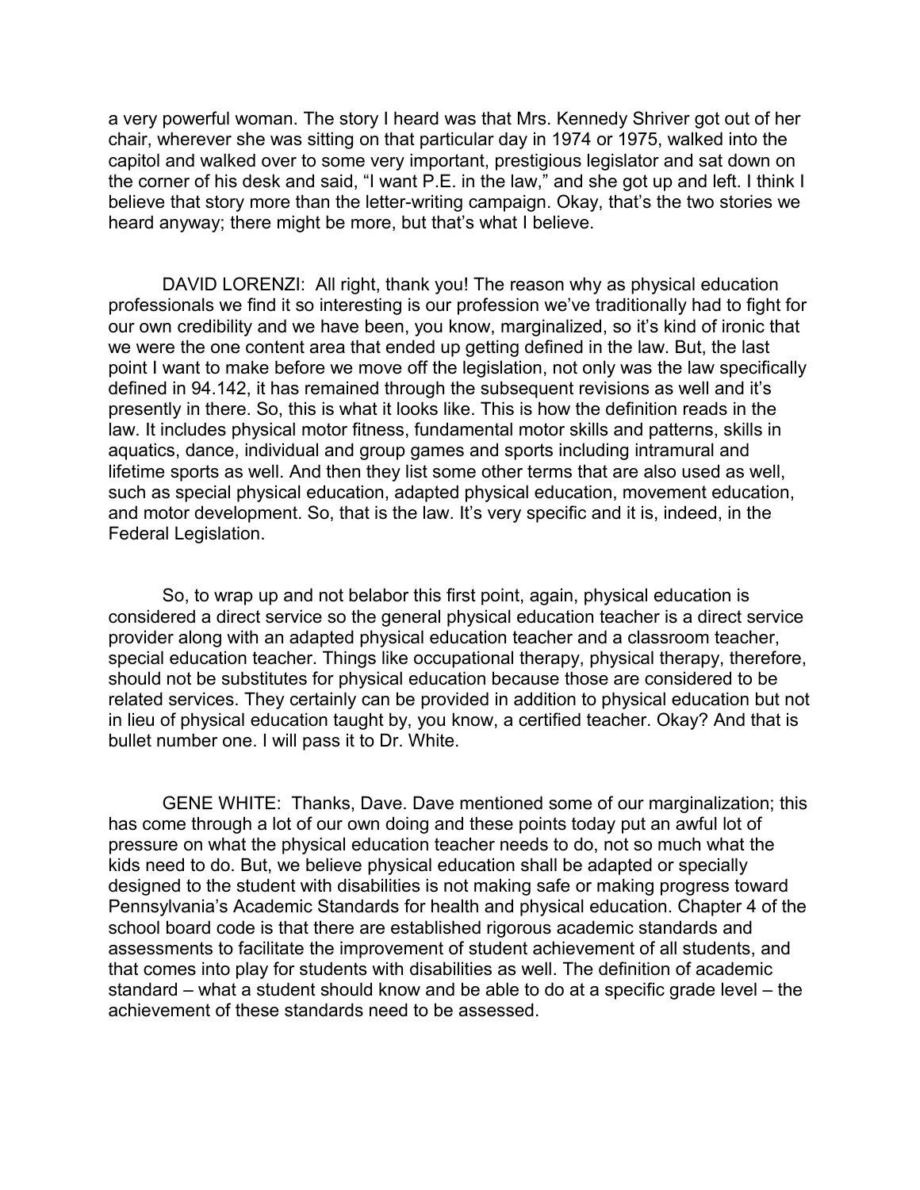a very powerful woman. The story I heard was that Mrs. Kennedy Shriver got out of her chair, wherever she was sitting on that particular day in 1974 or 1975, walked into the capitol and walked over to some very important, prestigious legislator and sat down on the corner of his desk and said, "I want P.E. in the law," and she got up and left. I think I believe that story more than the letter-writing campaign. Okay, that's the two stories we heard anyway; there might be more, but that's what I believe.

DAVID LORENZI: All right, thank you! The reason why as physical education professionals we find it so interesting is our profession we've traditionally had to fight for our own credibility and we have been, you know, marginalized, so it's kind of ironic that we were the one content area that ended up getting defined in the law. But, the last point I want to make before we move off the legislation, not only was the law specifically defined in 94.142, it has remained through the subsequent revisions as well and it's presently in there. So, this is what it looks like. This is how the definition reads in the law. It includes physical motor fitness, fundamental motor skills and patterns, skills in aquatics, dance, individual and group games and sports including intramural and lifetime sports as well. And then they list some other terms that are also used as well, such as special physical education, adapted physical education, movement education, and motor development. So, that is the law. It's very specific and it is, indeed, in the Federal Legislation.

So, to wrap up and not belabor this first point, again, physical education is considered a direct service so the general physical education teacher is a direct service provider along with an adapted physical education teacher and a classroom teacher, special education teacher. Things like occupational therapy, physical therapy, therefore, should not be substitutes for physical education because those are considered to be related services. They certainly can be provided in addition to physical education but not in lieu of physical education taught by, you know, a certified teacher. Okay? And that is bullet number one. I will pass it to Dr. White.

GENE WHITE: Thanks, Dave. Dave mentioned some of our marginalization; this has come through a lot of our own doing and these points today put an awful lot of pressure on what the physical education teacher needs to do, not so much what the kids need to do. But, we believe physical education shall be adapted or specially designed to the student with disabilities is not making safe or making progress toward Pennsylvania's Academic Standards for health and physical education. Chapter 4 of the school board code is that there are established rigorous academic standards and assessments to facilitate the improvement of student achievement of all students, and that comes into play for students with disabilities as well. The definition of academic standard – what a student should know and be able to do at a specific grade level – the achievement of these standards need to be assessed.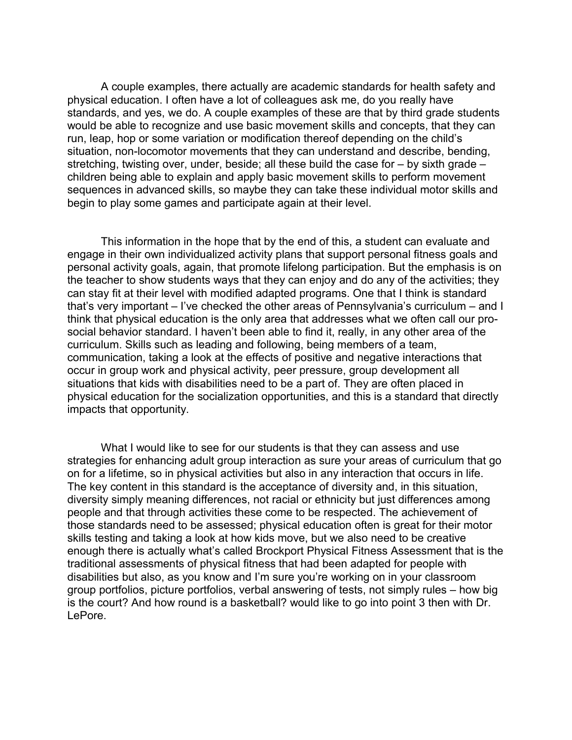A couple examples, there actually are academic standards for health safety and physical education. I often have a lot of colleagues ask me, do you really have standards, and yes, we do. A couple examples of these are that by third grade students would be able to recognize and use basic movement skills and concepts, that they can run, leap, hop or some variation or modification thereof depending on the child's situation, non-locomotor movements that they can understand and describe, bending, stretching, twisting over, under, beside; all these build the case for – by sixth grade – children being able to explain and apply basic movement skills to perform movement sequences in advanced skills, so maybe they can take these individual motor skills and begin to play some games and participate again at their level.

This information in the hope that by the end of this, a student can evaluate and engage in their own individualized activity plans that support personal fitness goals and personal activity goals, again, that promote lifelong participation. But the emphasis is on the teacher to show students ways that they can enjoy and do any of the activities; they can stay fit at their level with modified adapted programs. One that I think is standard that's very important – I've checked the other areas of Pennsylvania's curriculum – and I think that physical education is the only area that addresses what we often call our pro-social behavior standard. I haven't been able to find it, really, in any other area of the curriculum. Skills such as leading and following, being members of a team, communication, taking a look at the effects of positive and negative interactions that occur in group work and physical activity, peer pressure, group development all situations that kids with disabilities need to be a part of. They are often placed in physical education for the socialization opportunities, and this is a standard that directly impacts that opportunity.

What I would like to see for our students is that they can assess and use strategies for enhancing adult group interaction as sure your areas of curriculum that go on for a lifetime, so in physical activities but also in any interaction that occurs in life. The key content in this standard is the acceptance of diversity and, in this situation, diversity simply meaning differences, not racial or ethnicity but just differences among people and that through activities these come to be respected. The achievement of those standards need to be assessed; physical education often is great for their motor skills testing and taking a look at how kids move, but we also need to be creative enough there is actually what's called Brockport Physical Fitness Assessment that is the traditional assessments of physical fitness that had been adapted for people with disabilities but also, as you know and I'm sure you're working on in your classroom group portfolios, picture portfolios, verbal answering of tests, not simply rules – how big is the court? And how round is a basketball? would like to go into point 3 then with Dr. LePore.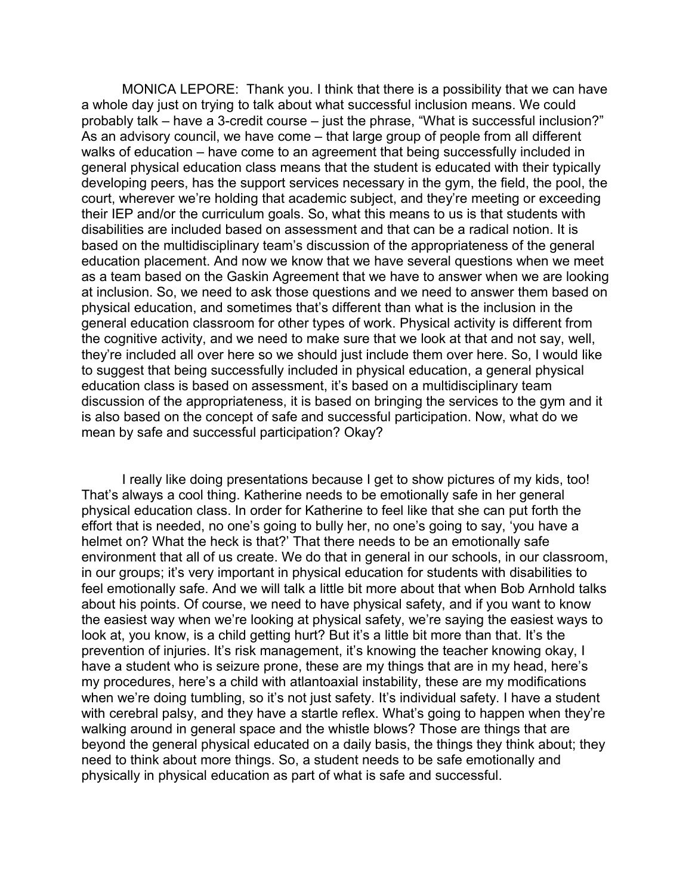MONICA LEPORE: Thank you. I think that there is a possibility that we can have a whole day just on trying to talk about what successful inclusion means. We could probably talk – have a 3-credit course – just the phrase, "What is successful inclusion?" As an advisory council, we have come – that large group of people from all different walks of education – have come to an agreement that being successfully included in general physical education class means that the student is educated with their typically developing peers, has the support services necessary in the gym, the field, the pool, the court, wherever we're holding that academic subject, and they're meeting or exceeding their IEP and/or the curriculum goals. So, what this means to us is that students with disabilities are included based on assessment and that can be a radical notion. It is based on the multidisciplinary team's discussion of the appropriateness of the general education placement. And now we know that we have several questions when we meet as a team based on the Gaskin Agreement that we have to answer when we are looking at inclusion. So, we need to ask those questions and we need to answer them based on physical education, and sometimes that's different than what is the inclusion in the general education classroom for other types of work. Physical activity is different from the cognitive activity, and we need to make sure that we look at that and not say, well, they're included all over here so we should just include them over here. So, I would like to suggest that being successfully included in physical education, a general physical education class is based on assessment, it's based on a multidisciplinary team discussion of the appropriateness, it is based on bringing the services to the gym and it is also based on the concept of safe and successful participation. Now, what do we mean by safe and successful participation? Okay?

I really like doing presentations because I get to show pictures of my kids, too! That's always a cool thing. Katherine needs to be emotionally safe in her general physical education class. In order for Katherine to feel like that she can put forth the effort that is needed, no one's going to bully her, no one's going to say, 'you have a helmet on? What the heck is that?' That there needs to be an emotionally safe environment that all of us create. We do that in general in our schools, in our classroom, in our groups; it's very important in physical education for students with disabilities to feel emotionally safe. And we will talk a little bit more about that when Bob Arnhold talks about his points. Of course, we need to have physical safety, and if you want to know the easiest way when we're looking at physical safety, we're saying the easiest ways to look at, you know, is a child getting hurt? But it's a little bit more than that. It's the prevention of injuries. It's risk management, it's knowing the teacher knowing okay, I have a student who is seizure prone, these are my things that are in my head, here's my procedures, here's a child with atlantoaxial instability, these are my modifications when we're doing tumbling, so it's not just safety. It's individual safety. I have a student with cerebral palsy, and they have a startle reflex. What's going to happen when they're walking around in general space and the whistle blows? Those are things that are beyond the general physical educated on a daily basis, the things they think about; they need to think about more things. So, a student needs to be safe emotionally and physically in physical education as part of what is safe and successful.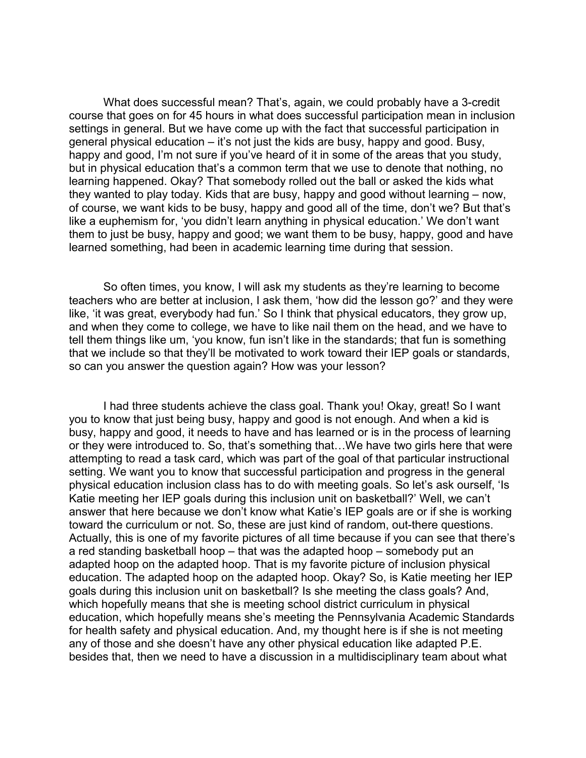What does successful mean? That's, again, we could probably have a 3-credit course that goes on for 45 hours in what does successful participation mean in inclusion settings in general. But we have come up with the fact that successful participation in general physical education – it's not just the kids are busy, happy and good. Busy, happy and good, I'm not sure if you've heard of it in some of the areas that you study, but in physical education that's a common term that we use to denote that nothing, no learning happened. Okay? That somebody rolled out the ball or asked the kids what they wanted to play today. Kids that are busy, happy and good without learning – now, of course, we want kids to be busy, happy and good all of the time, don't we? But that's like a euphemism for, 'you didn't learn anything in physical education.' We don't want them to just be busy, happy and good; we want them to be busy, happy, good and have learned something, had been in academic learning time during that session.

So often times, you know, I will ask my students as they're learning to become teachers who are better at inclusion, I ask them, 'how did the lesson go?' and they were like, 'it was great, everybody had fun.' So I think that physical educators, they grow up, and when they come to college, we have to like nail them on the head, and we have to tell them things like um, 'you know, fun isn't like in the standards; that fun is something that we include so that they'll be motivated to work toward their IEP goals or standards, so can you answer the question again? How was your lesson?

I had three students achieve the class goal. Thank you! Okay, great! So I want you to know that just being busy, happy and good is not enough. And when a kid is busy, happy and good, it needs to have and has learned or is in the process of learning or they were introduced to. So, that's something that…We have two girls here that were attempting to read a task card, which was part of the goal of that particular instructional setting. We want you to know that successful participation and progress in the general physical education inclusion class has to do with meeting goals. So let's ask ourself, 'Is Katie meeting her IEP goals during this inclusion unit on basketball?' Well, we can't answer that here because we don't know what Katie's IEP goals are or if she is working toward the curriculum or not. So, these are just kind of random, out-there questions. Actually, this is one of my favorite pictures of all time because if you can see that there's a red standing basketball hoop – that was the adapted hoop – somebody put an adapted hoop on the adapted hoop. That is my favorite picture of inclusion physical education. The adapted hoop on the adapted hoop. Okay? So, is Katie meeting her IEP goals during this inclusion unit on basketball? Is she meeting the class goals? And, which hopefully means that she is meeting school district curriculum in physical education, which hopefully means she's meeting the Pennsylvania Academic Standards for health safety and physical education. And, my thought here is if she is not meeting any of those and she doesn't have any other physical education like adapted P.E. besides that, then we need to have a discussion in a multidisciplinary team about what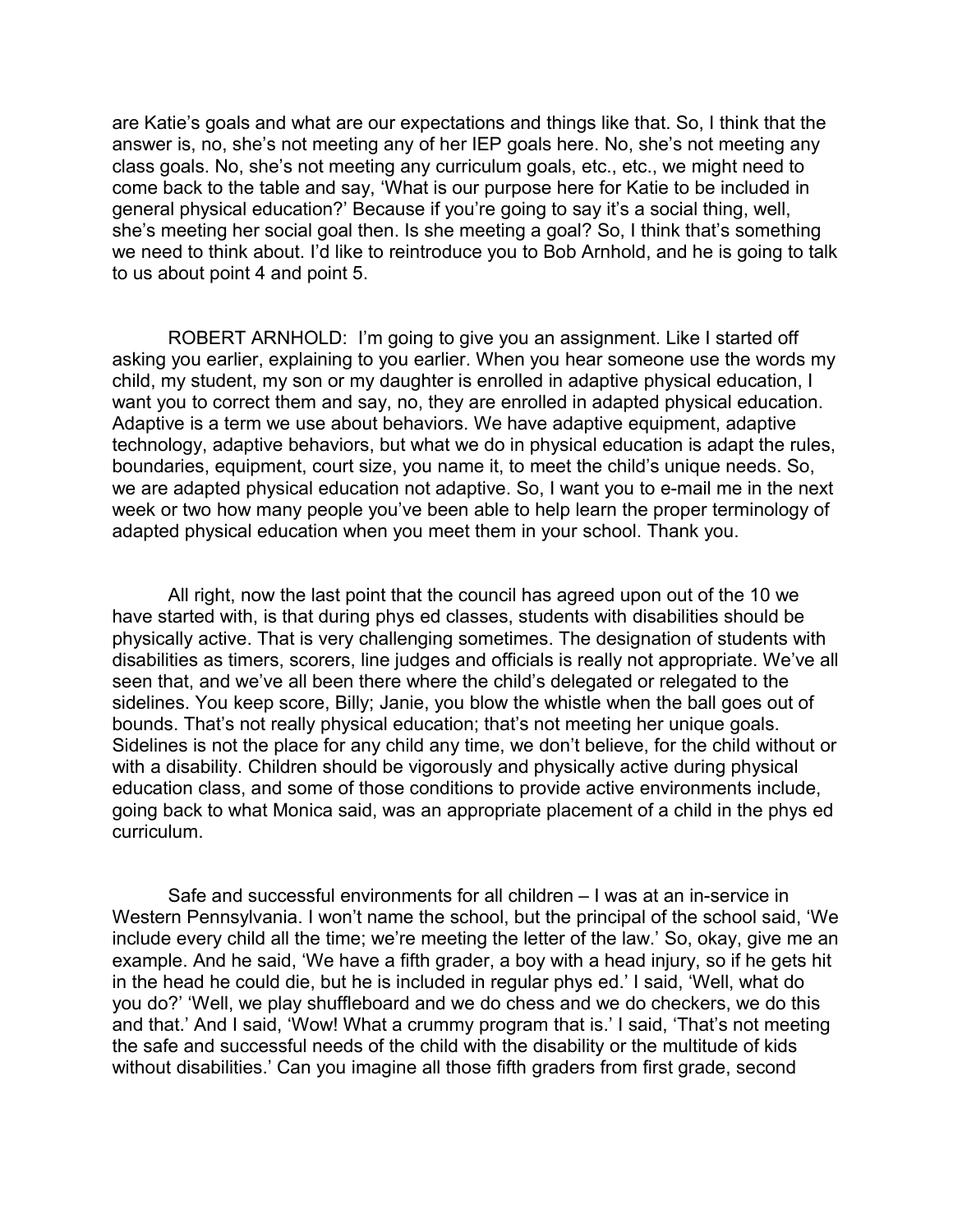are Katie's goals and what are our expectations and things like that. So, I think that the answer is, no, she's not meeting any of her IEP goals here. No, she's not meeting any class goals. No, she's not meeting any curriculum goals, etc., etc., we might need to come back to the table and say, 'What is our purpose here for Katie to be included in general physical education?' Because if you're going to say it's a social thing, well, she's meeting her social goal then. Is she meeting a goal? So, I think that's something we need to think about. I'd like to reintroduce you to Bob Arnhold, and he is going to talk to us about point 4 and point 5.

ROBERT ARNHOLD: I'm going to give you an assignment. Like I started off asking you earlier, explaining to you earlier. When you hear someone use the words my child, my student, my son or my daughter is enrolled in adaptive physical education, I want you to correct them and say, no, they are enrolled in adapted physical education. Adaptive is a term we use about behaviors. We have adaptive equipment, adaptive technology, adaptive behaviors, but what we do in physical education is adapt the rules, boundaries, equipment, court size, you name it, to meet the child's unique needs. So, we are adapted physical education not adaptive. So, I want you to e-mail me in the next week or two how many people you've been able to help learn the proper terminology of adapted physical education when you meet them in your school. Thank you.

All right, now the last point that the council has agreed upon out of the 10 we have started with, is that during phys ed classes, students with disabilities should be physically active. That is very challenging sometimes. The designation of students with disabilities as timers, scorers, line judges and officials is really not appropriate. We've all seen that, and we've all been there where the child's delegated or relegated to the sidelines. You keep score, Billy; Janie, you blow the whistle when the ball goes out of bounds. That's not really physical education; that's not meeting her unique goals. Sidelines is not the place for any child any time, we don't believe, for the child without or with a disability. Children should be vigorously and physically active during physical education class, and some of those conditions to provide active environments include, going back to what Monica said, was an appropriate placement of a child in the phys ed curriculum.

Safe and successful environments for all children – I was at an in-service in Western Pennsylvania. I won't name the school, but the principal of the school said, 'We include every child all the time; we're meeting the letter of the law.' So, okay, give me an example. And he said, 'We have a fifth grader, a boy with a head injury, so if he gets hit in the head he could die, but he is included in regular phys ed.' I said, 'Well, what do you do?' 'Well, we play shuffleboard and we do chess and we do checkers, we do this and that.' And I said, 'Wow! What a crummy program that is.' I said, 'That's not meeting the safe and successful needs of the child with the disability or the multitude of kids without disabilities.' Can you imagine all those fifth graders from first grade, second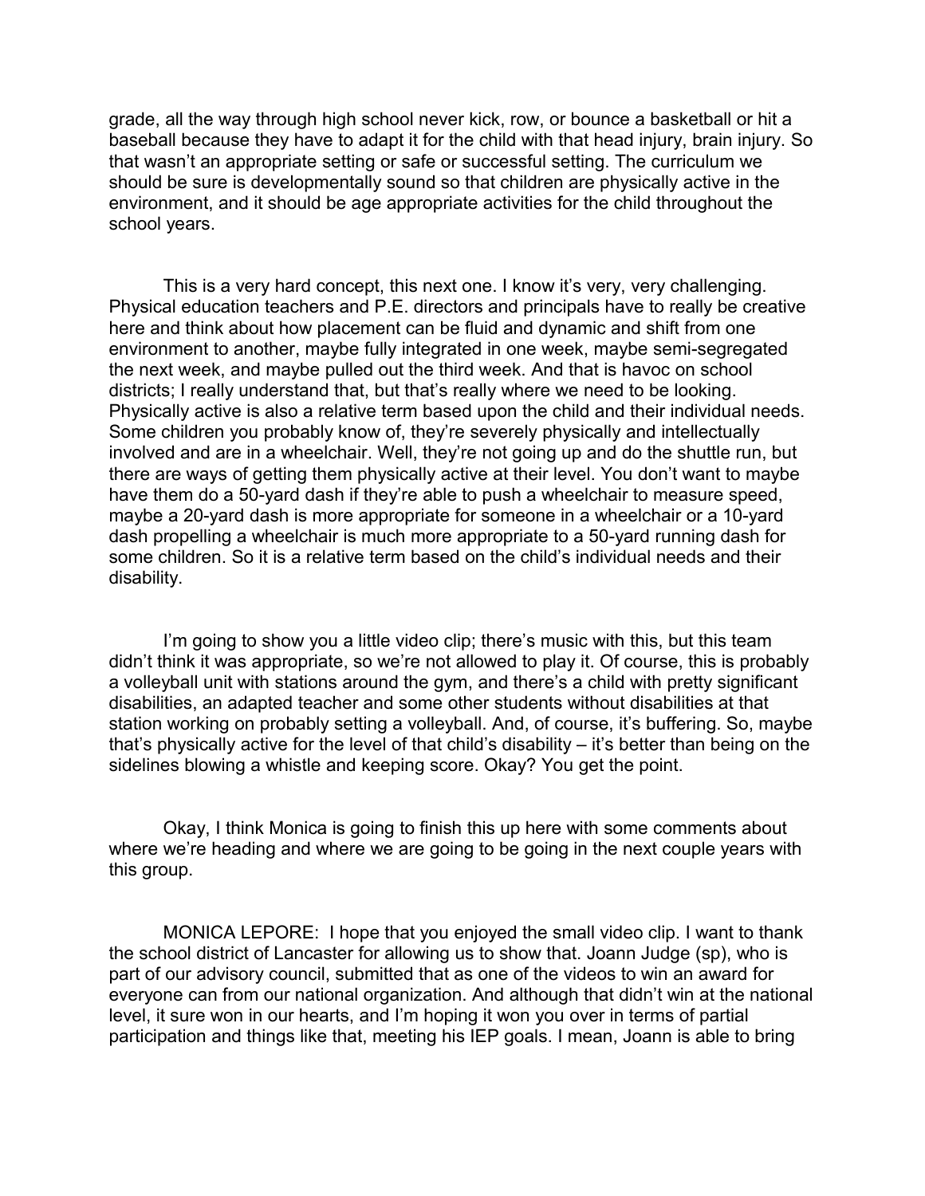grade, all the way through high school never kick, row, or bounce a basketball or hit a baseball because they have to adapt it for the child with that head injury, brain injury. So that wasn't an appropriate setting or safe or successful setting. The curriculum we should be sure is developmentally sound so that children are physically active in the environment, and it should be age appropriate activities for the child throughout the school years.

This is a very hard concept, this next one. I know it's very, very challenging. Physical education teachers and P.E. directors and principals have to really be creative here and think about how placement can be fluid and dynamic and shift from one environment to another, maybe fully integrated in one week, maybe semi-segregated the next week, and maybe pulled out the third week. And that is havoc on school districts; I really understand that, but that's really where we need to be looking. Physically active is also a relative term based upon the child and their individual needs. Some children you probably know of, they're severely physically and intellectually involved and are in a wheelchair. Well, they're not going up and do the shuttle run, but there are ways of getting them physically active at their level. You don't want to maybe have them do a 50-yard dash if they're able to push a wheelchair to measure speed, maybe a 20-yard dash is more appropriate for someone in a wheelchair or a 10-yard dash propelling a wheelchair is much more appropriate to a 50-yard running dash for some children. So it is a relative term based on the child's individual needs and their disability.

I'm going to show you a little video clip; there's music with this, but this team didn't think it was appropriate, so we're not allowed to play it. Of course, this is probably a volleyball unit with stations around the gym, and there's a child with pretty significant disabilities, an adapted teacher and some other students without disabilities at that station working on probably setting a volleyball. And, of course, it's buffering. So, maybe that's physically active for the level of that child's disability – it's better than being on the sidelines blowing a whistle and keeping score. Okay? You get the point.

Okay, I think Monica is going to finish this up here with some comments about where we're heading and where we are going to be going in the next couple years with this group.

MONICA LEPORE: I hope that you enjoyed the small video clip. I want to thank the school district of Lancaster for allowing us to show that. Joann Judge (sp), who is part of our advisory council, submitted that as one of the videos to win an award for everyone can from our national organization. And although that didn't win at the national level, it sure won in our hearts, and I'm hoping it won you over in terms of partial participation and things like that, meeting his IEP goals. I mean, Joann is able to bring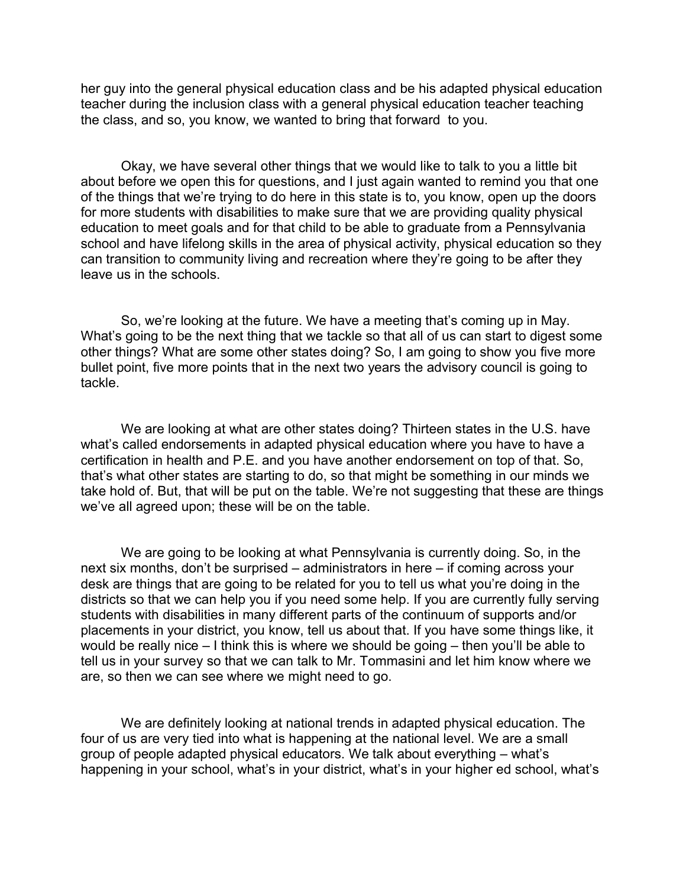her guy into the general physical education class and be his adapted physical education teacher during the inclusion class with a general physical education teacher teaching the class, and so, you know, we wanted to bring that forward to you.

Okay, we have several other things that we would like to talk to you a little bit about before we open this for questions, and I just again wanted to remind you that one of the things that we're trying to do here in this state is to, you know, open up the doors for more students with disabilities to make sure that we are providing quality physical education to meet goals and for that child to be able to graduate from a Pennsylvania school and have lifelong skills in the area of physical activity, physical education so they can transition to community living and recreation where they're going to be after they leave us in the schools.

So, we're looking at the future. We have a meeting that's coming up in May. What's going to be the next thing that we tackle so that all of us can start to digest some other things? What are some other states doing? So, I am going to show you five more bullet point, five more points that in the next two years the advisory council is going to tackle.

We are looking at what are other states doing? Thirteen states in the U.S. have what's called endorsements in adapted physical education where you have to have a certification in health and P.E. and you have another endorsement on top of that. So, that's what other states are starting to do, so that might be something in our minds we take hold of. But, that will be put on the table. We're not suggesting that these are things we've all agreed upon; these will be on the table.

We are going to be looking at what Pennsylvania is currently doing. So, in the next six months, don't be surprised – administrators in here – if coming across your desk are things that are going to be related for you to tell us what you're doing in the districts so that we can help you if you need some help. If you are currently fully serving students with disabilities in many different parts of the continuum of supports and/or placements in your district, you know, tell us about that. If you have some things like, it would be really nice – I think this is where we should be going – then you'll be able to tell us in your survey so that we can talk to Mr. Tommasini and let him know where we are, so then we can see where we might need to go.

We are definitely looking at national trends in adapted physical education. The four of us are very tied into what is happening at the national level. We are a small group of people adapted physical educators. We talk about everything – what's happening in your school, what's in your district, what's in your higher ed school, what's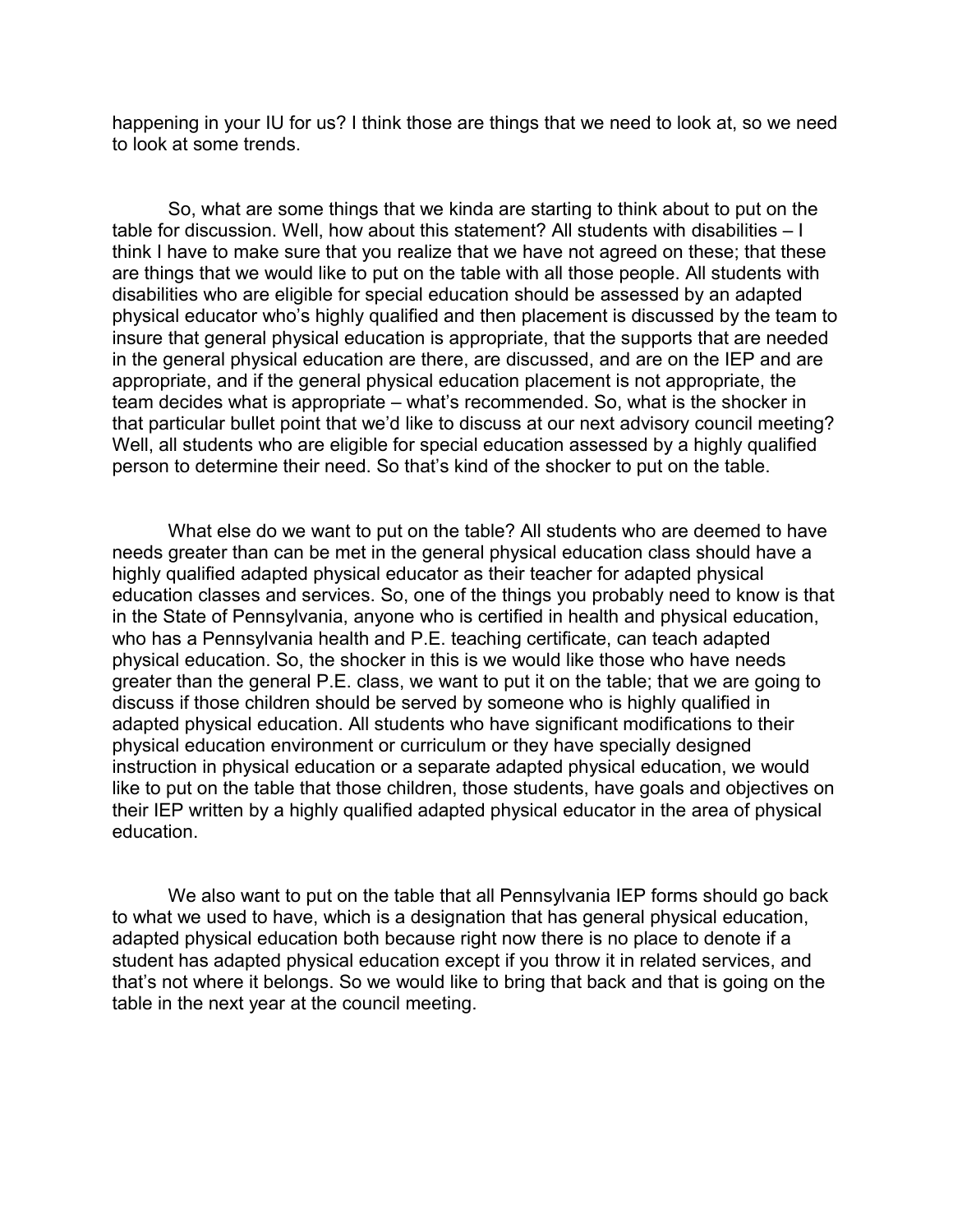happening in your IU for us? I think those are things that we need to look at, so we need to look at some trends.

So, what are some things that we kinda are starting to think about to put on the table for discussion. Well, how about this statement? All students with disabilities – I think I have to make sure that you realize that we have not agreed on these; that these are things that we would like to put on the table with all those people. All students with disabilities who are eligible for special education should be assessed by an adapted physical educator who's highly qualified and then placement is discussed by the team to insure that general physical education is appropriate, that the supports that are needed in the general physical education are there, are discussed, and are on the IEP and are appropriate, and if the general physical education placement is not appropriate, the team decides what is appropriate – what's recommended. So, what is the shocker in that particular bullet point that we'd like to discuss at our next advisory council meeting? Well, all students who are eligible for special education assessed by a highly qualified person to determine their need. So that's kind of the shocker to put on the table.

What else do we want to put on the table? All students who are deemed to have needs greater than can be met in the general physical education class should have a highly qualified adapted physical educator as their teacher for adapted physical education classes and services. So, one of the things you probably need to know is that in the State of Pennsylvania, anyone who is certified in health and physical education, who has a Pennsylvania health and P.E. teaching certificate, can teach adapted physical education. So, the shocker in this is we would like those who have needs greater than the general P.E. class, we want to put it on the table; that we are going to discuss if those children should be served by someone who is highly qualified in adapted physical education. All students who have significant modifications to their physical education environment or curriculum or they have specially designed instruction in physical education or a separate adapted physical education, we would like to put on the table that those children, those students, have goals and objectives on their IEP written by a highly qualified adapted physical educator in the area of physical education.

We also want to put on the table that all Pennsylvania IEP forms should go back to what we used to have, which is a designation that has general physical education, adapted physical education both because right now there is no place to denote if a student has adapted physical education except if you throw it in related services, and that's not where it belongs. So we would like to bring that back and that is going on the table in the next year at the council meeting.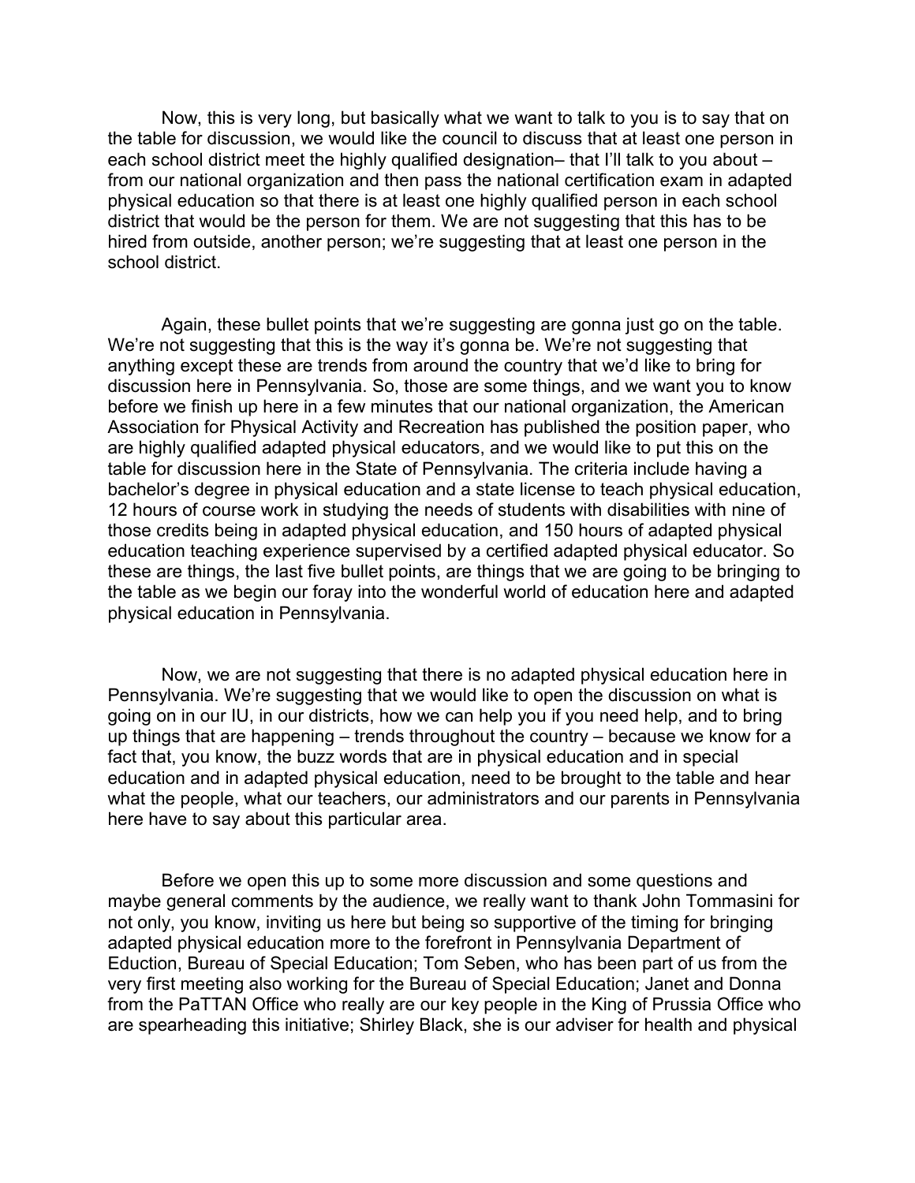Now, this is very long, but basically what we want to talk to you is to say that on the table for discussion, we would like the council to discuss that at least one person in each school district meet the highly qualified designation– that I'll talk to you about – from our national organization and then pass the national certification exam in adapted physical education so that there is at least one highly qualified person in each school district that would be the person for them. We are not suggesting that this has to be hired from outside, another person; we're suggesting that at least one person in the school district.

Again, these bullet points that we're suggesting are gonna just go on the table. We're not suggesting that this is the way it's gonna be. We're not suggesting that anything except these are trends from around the country that we'd like to bring for discussion here in Pennsylvania. So, those are some things, and we want you to know before we finish up here in a few minutes that our national organization, the American Association for Physical Activity and Recreation has published the position paper, who are highly qualified adapted physical educators, and we would like to put this on the table for discussion here in the State of Pennsylvania. The criteria include having a bachelor's degree in physical education and a state license to teach physical education, 12 hours of course work in studying the needs of students with disabilities with nine of those credits being in adapted physical education, and 150 hours of adapted physical education teaching experience supervised by a certified adapted physical educator. So these are things, the last five bullet points, are things that we are going to be bringing to the table as we begin our foray into the wonderful world of education here and adapted physical education in Pennsylvania.

Now, we are not suggesting that there is no adapted physical education here in Pennsylvania. We're suggesting that we would like to open the discussion on what is going on in our IU, in our districts, how we can help you if you need help, and to bring up things that are happening – trends throughout the country – because we know for a fact that, you know, the buzz words that are in physical education and in special education and in adapted physical education, need to be brought to the table and hear what the people, what our teachers, our administrators and our parents in Pennsylvania here have to say about this particular area.

Before we open this up to some more discussion and some questions and maybe general comments by the audience, we really want to thank John Tommasini for not only, you know, inviting us here but being so supportive of the timing for bringing adapted physical education more to the forefront in Pennsylvania Department of Eduction, Bureau of Special Education; Tom Seben, who has been part of us from the very first meeting also working for the Bureau of Special Education; Janet and Donna from the PaTTAN Office who really are our key people in the King of Prussia Office who are spearheading this initiative; Shirley Black, she is our adviser for health and physical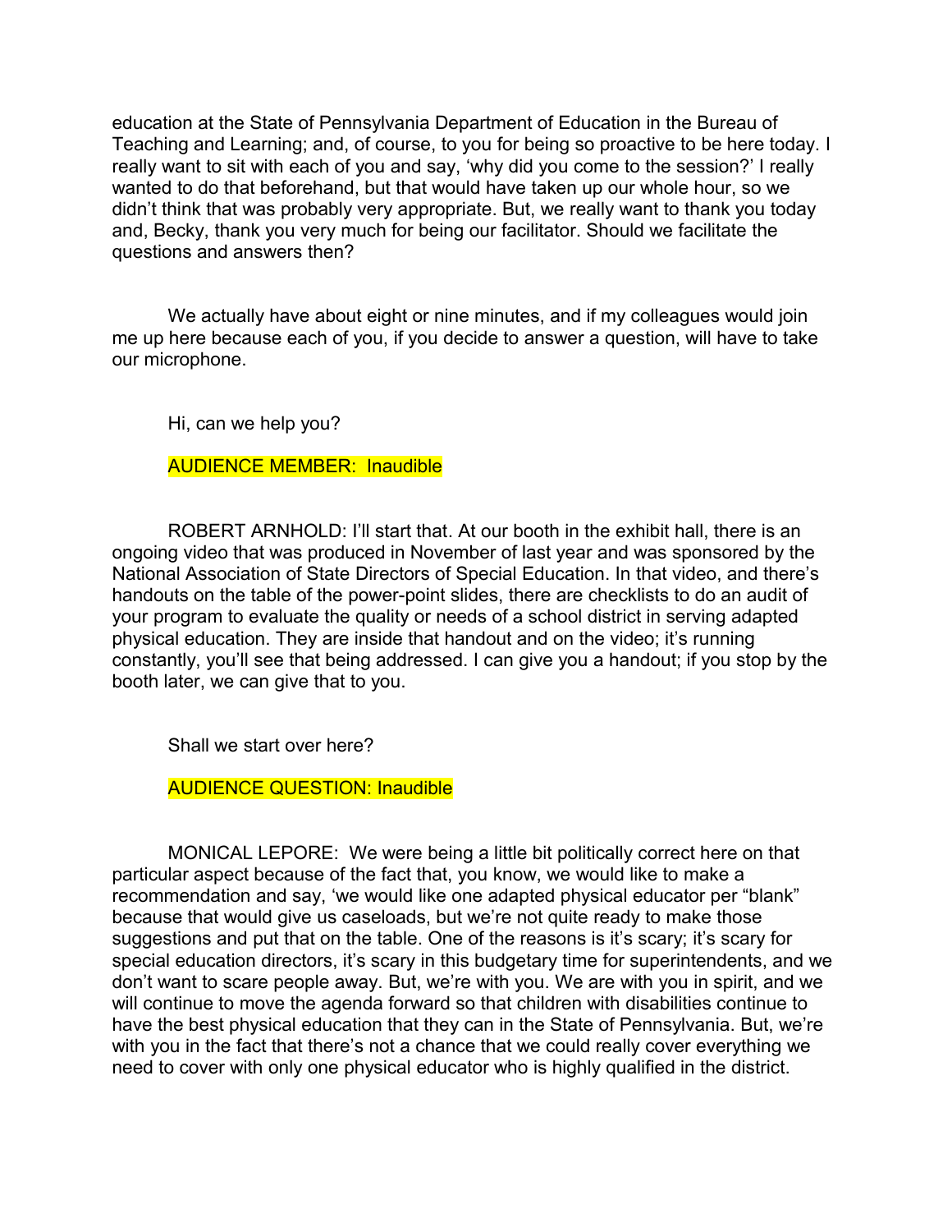education at the State of Pennsylvania Department of Education in the Bureau of Teaching and Learning; and, of course, to you for being so proactive to be here today. I really want to sit with each of you and say, 'why did you come to the session?' I really wanted to do that beforehand, but that would have taken up our whole hour, so we didn't think that was probably very appropriate. But, we really want to thank you today and, Becky, thank you very much for being our facilitator. Should we facilitate the questions and answers then?

We actually have about eight or nine minutes, and if my colleagues would join me up here because each of you, if you decide to answer a question, will have to take our microphone.

Hi, can we help you?

AUDIENCE MEMBER: Inaudible

ROBERT ARNHOLD: I'll start that. At our booth in the exhibit hall, there is an ongoing video that was produced in November of last year and was sponsored by the National Association of State Directors of Special Education. In that video, and there's handouts on the table of the power-point slides, there are checklists to do an audit of your program to evaluate the quality or needs of a school district in serving adapted physical education. They are inside that handout and on the video; it's running constantly, you'll see that being addressed. I can give you a handout; if you stop by the booth later, we can give that to you.

Shall we start over here?

AUDIENCE QUESTION: Inaudible

MONICAL LEPORE: We were being a little bit politically correct here on that particular aspect because of the fact that, you know, we would like to make a recommendation and say, 'we would like one adapted physical educator per "blank" because that would give us caseloads, but we're not quite ready to make those suggestions and put that on the table. One of the reasons is it's scary; it's scary for special education directors, it's scary in this budgetary time for superintendents, and we don't want to scare people away. But, we're with you. We are with you in spirit, and we will continue to move the agenda forward so that children with disabilities continue to have the best physical education that they can in the State of Pennsylvania. But, we're with you in the fact that there's not a chance that we could really cover everything we need to cover with only one physical educator who is highly qualified in the district.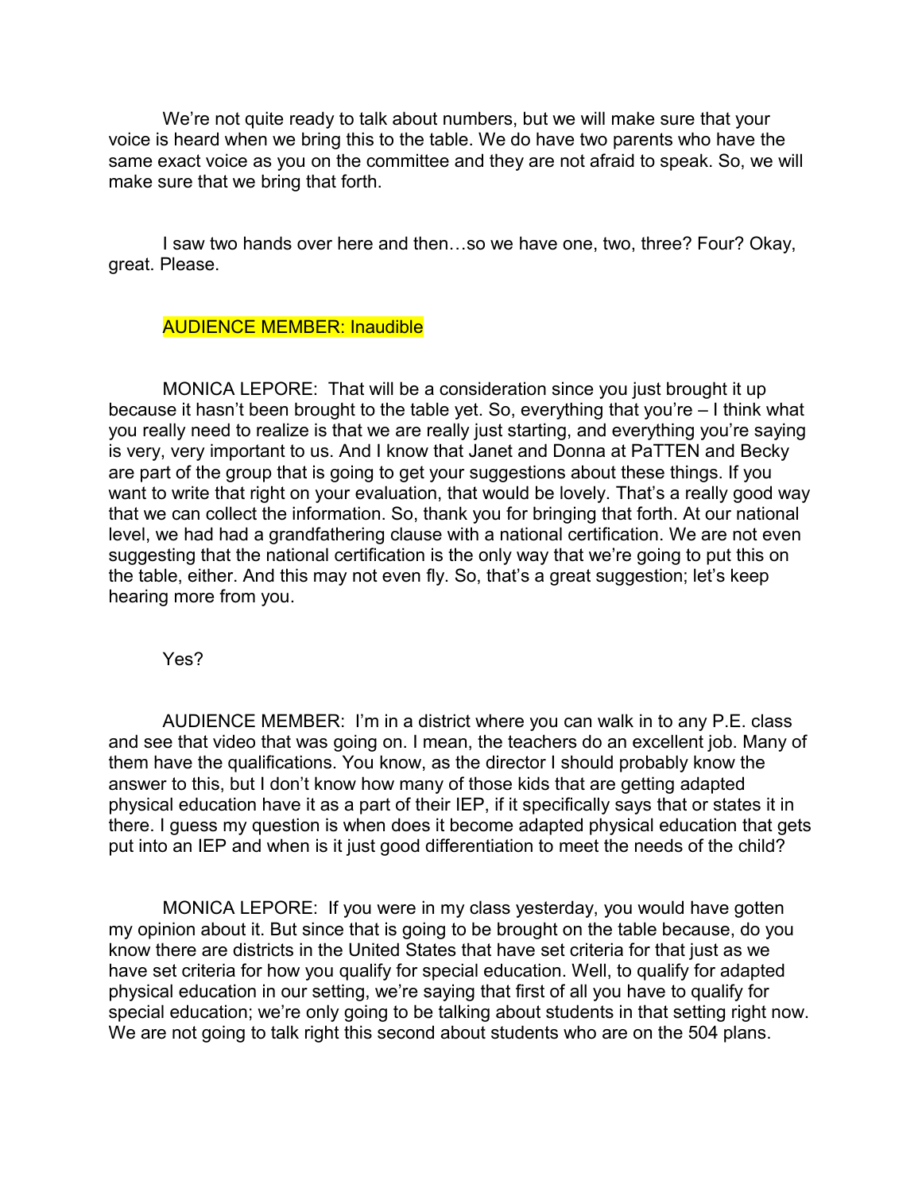We're not quite ready to talk about numbers, but we will make sure that your voice is heard when we bring this to the table. We do have two parents who have the same exact voice as you on the committee and they are not afraid to speak. So, we will make sure that we bring that forth.

I saw two hands over here and then…so we have one, two, three? Four? Okay, great. Please.

AUDIENCE MEMBER: Inaudible

MONICA LEPORE: That will be a consideration since you just brought it up because it hasn't been brought to the table yet. So, everything that you're – I think what you really need to realize is that we are really just starting, and everything you're saying is very, very important to us. And I know that Janet and Donna at PaTTEN and Becky are part of the group that is going to get your suggestions about these things. If you want to write that right on your evaluation, that would be lovely. That's a really good way that we can collect the information. So, thank you for bringing that forth. At our national level, we had had a grandfathering clause with a national certification. We are not even suggesting that the national certification is the only way that we're going to put this on the table, either. And this may not even fly. So, that's a great suggestion; let's keep hearing more from you.

Yes?

AUDIENCE MEMBER: I'm in a district where you can walk in to any P.E. class and see that video that was going on. I mean, the teachers do an excellent job. Many of them have the qualifications. You know, as the director I should probably know the answer to this, but I don't know how many of those kids that are getting adapted physical education have it as a part of their IEP, if it specifically says that or states it in there. I guess my question is when does it become adapted physical education that gets put into an IEP and when is it just good differentiation to meet the needs of the child?

MONICA LEPORE: If you were in my class yesterday, you would have gotten my opinion about it. But since that is going to be brought on the table because, do you know there are districts in the United States that have set criteria for that just as we have set criteria for how you qualify for special education. Well, to qualify for adapted physical education in our setting, we're saying that first of all you have to qualify for special education; we're only going to be talking about students in that setting right now. We are not going to talk right this second about students who are on the 504 plans.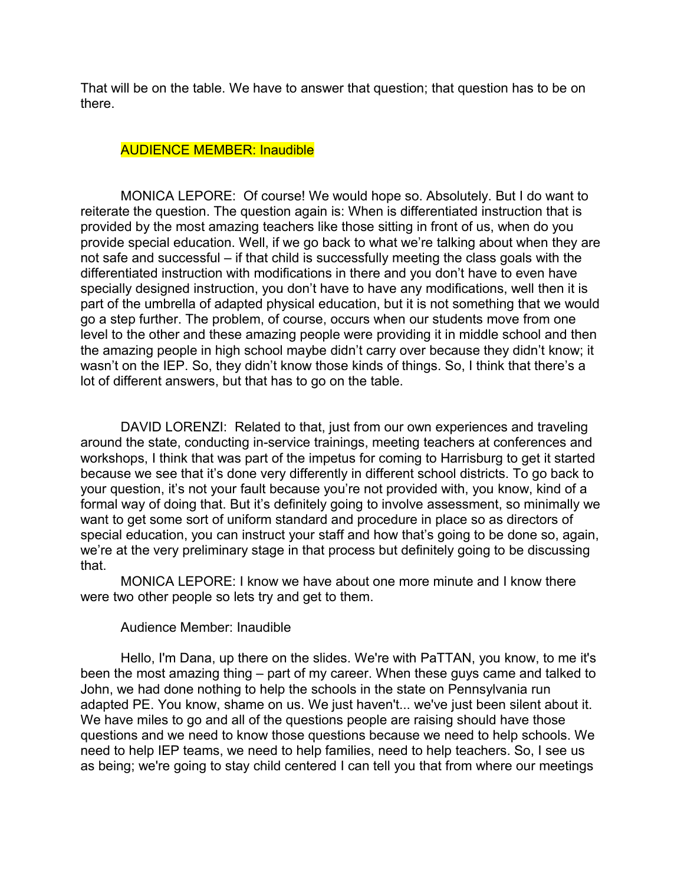That will be on the table. We have to answer that question; that question has to be on there.

AUDIENCE MEMBER: Inaudible

MONICA LEPORE: Of course! We would hope so. Absolutely. But I do want to reiterate the question. The question again is: When is differentiated instruction that is provided by the most amazing teachers like those sitting in front of us, when do you provide special education. Well, if we go back to what we're talking about when they are not safe and successful – if that child is successfully meeting the class goals with the differentiated instruction with modifications in there and you don't have to even have specially designed instruction, you don't have to have any modifications, well then it is part of the umbrella of adapted physical education, but it is not something that we would go a step further. The problem, of course, occurs when our students move from one level to the other and these amazing people were providing it in middle school and then the amazing people in high school maybe didn't carry over because they didn't know; it wasn't on the IEP. So, they didn't know those kinds of things. So, I think that there's a lot of different answers, but that has to go on the table.

DAVID LORENZI: Related to that, just from our own experiences and traveling around the state, conducting in-service trainings, meeting teachers at conferences and workshops, I think that was part of the impetus for coming to Harrisburg to get it started because we see that it's done very differently in different school districts. To go back to your question, it's not your fault because you're not provided with, you know, kind of a formal way of doing that. But it's definitely going to involve assessment, so minimally we want to get some sort of uniform standard and procedure in place so as directors of special education, you can instruct your staff and how that's going to be done so, again, we're at the very preliminary stage in that process but definitely going to be discussing that.

MONICA LEPORE: I know we have about one more minute and I know there were two other people so lets try and get to them.

Audience Member: Inaudible

Hello, I'm Dana, up there on the slides. We're with PaTTAN, you know, to me it's been the most amazing thing – part of my career. When these guys came and talked to John, we had done nothing to help the schools in the state on Pennsylvania run adapted PE. You know, shame on us. We just haven't... we've just been silent about it. We have miles to go and all of the questions people are raising should have those questions and we need to know those questions because we need to help schools. We need to help IEP teams, we need to help families, need to help teachers. So, I see us as being; we're going to stay child centered I can tell you that from where our meetings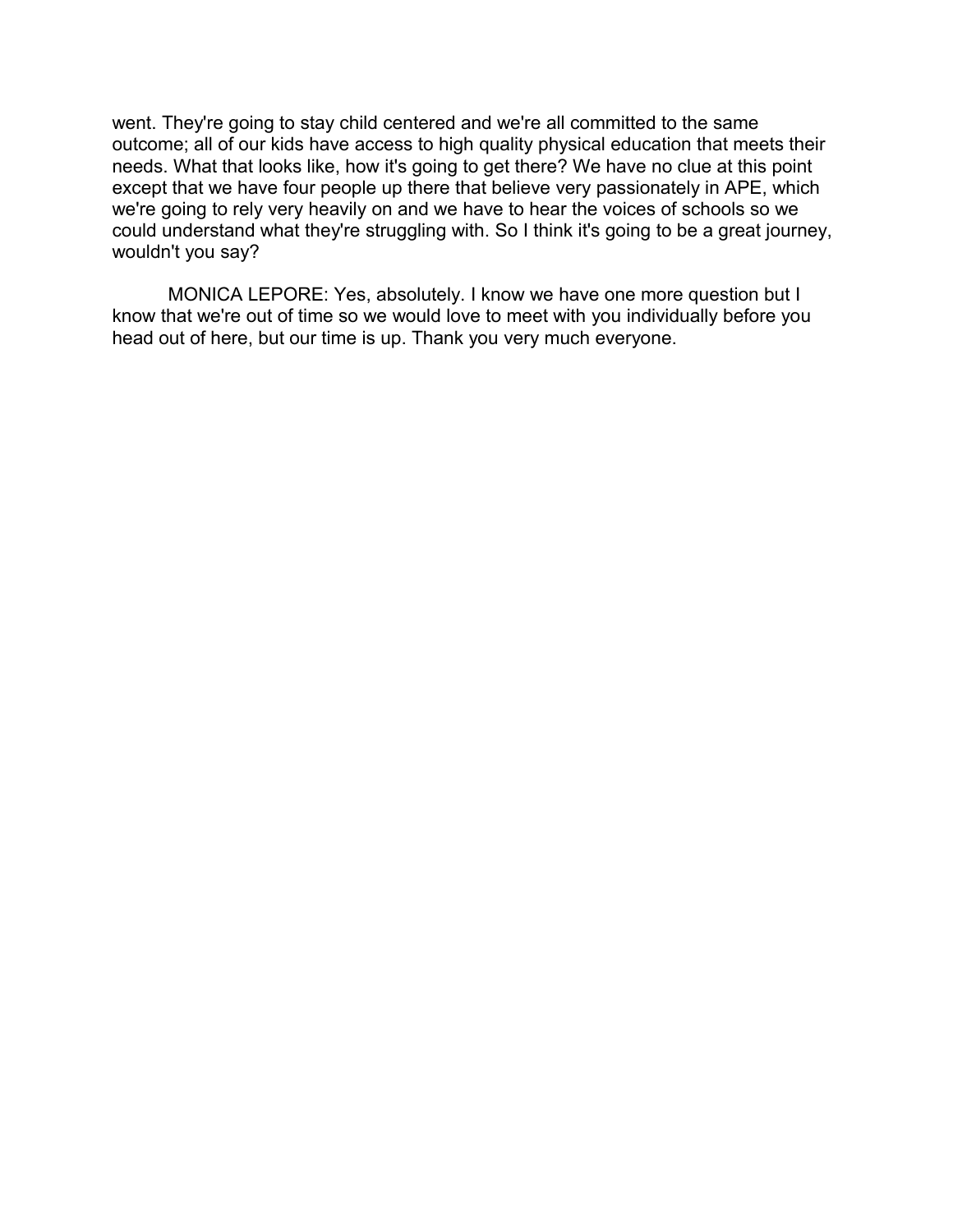went. They're going to stay child centered and we're all committed to the same outcome; all of our kids have access to high quality physical education that meets their needs. What that looks like, how it's going to get there? We have no clue at this point except that we have four people up there that believe very passionately in APE, which we're going to rely very heavily on and we have to hear the voices of schools so we could understand what they're struggling with. So I think it's going to be a great journey, wouldn't you say?

MONICA LEPORE: Yes, absolutely. I know we have one more question but I know that we're out of time so we would love to meet with you individually before you head out of here, but our time is up. Thank you very much everyone.